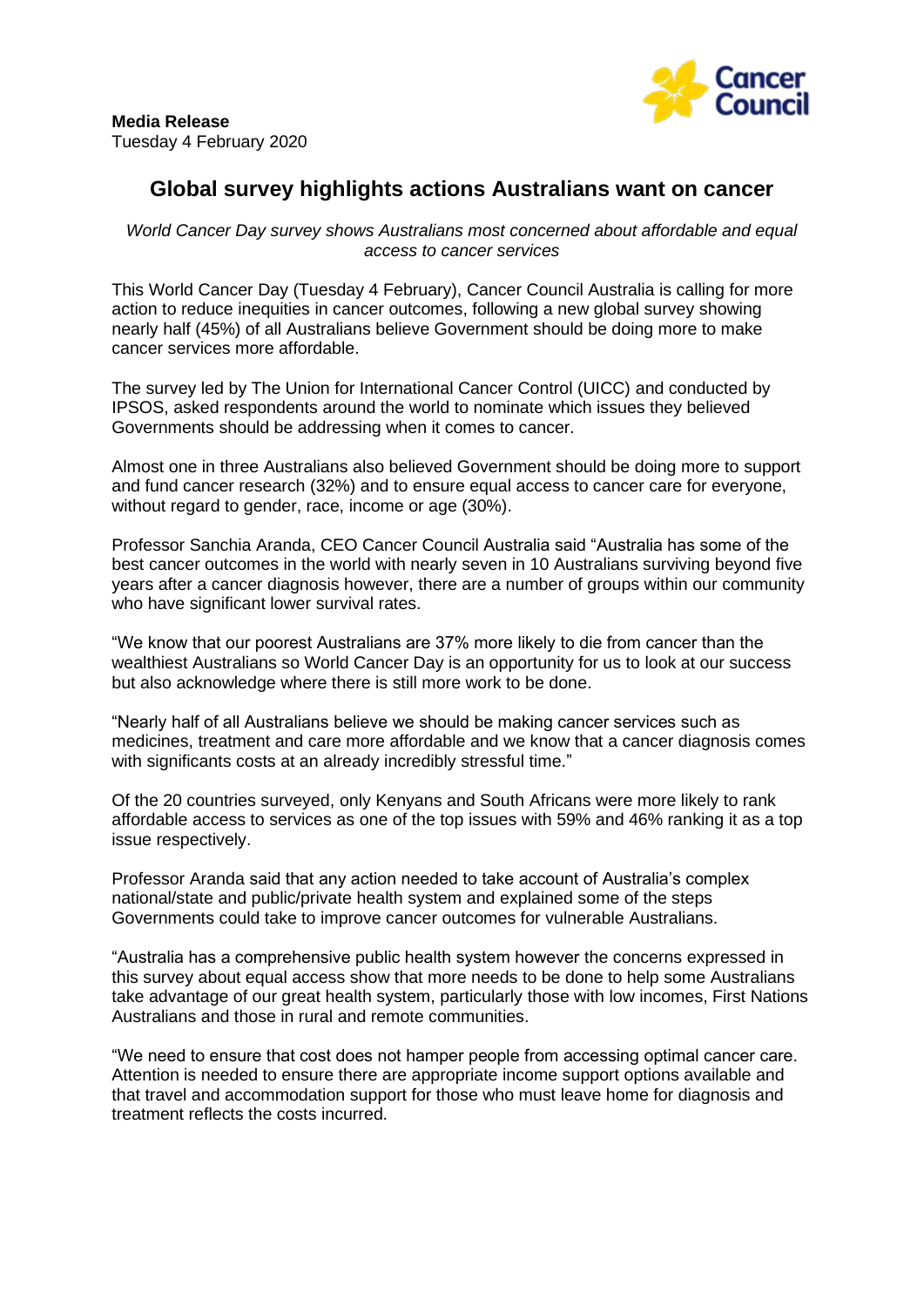**Media Release**
Tuesday 4 February 2020

# Global survey highlights actions Australians want on cancer

*World Cancer Day survey shows Australians most concerned about affordable and equal access to cancer services*

This World Cancer Day (Tuesday 4 February), Cancer Council Australia is calling for more action to reduce inequities in cancer outcomes, following a new global survey showing nearly half (45%) of all Australians believe Government should be doing more to make cancer services more affordable.

The survey led by The Union for International Cancer Control (UICC) and conducted by IPSOS, asked respondents around the world to nominate which issues they believed Governments should be addressing when it comes to cancer.

Almost one in three Australians also believed Government should be doing more to support and fund cancer research (32%) and to ensure equal access to cancer care for everyone, without regard to gender, race, income or age (30%).

Professor Sanchia Aranda, CEO Cancer Council Australia said "Australia has some of the best cancer outcomes in the world with nearly seven in 10 Australians surviving beyond five years after a cancer diagnosis however, there are a number of groups within our community who have significant lower survival rates.

"We know that our poorest Australians are 37% more likely to die from cancer than the wealthiest Australians so World Cancer Day is an opportunity for us to look at our success but also acknowledge where there is still more work to be done.

"Nearly half of all Australians believe we should be making cancer services such as medicines, treatment and care more affordable and we know that a cancer diagnosis comes with significants costs at an already incredibly stressful time."

Of the 20 countries surveyed, only Kenyans and South Africans were more likely to rank affordable access to services as one of the top issues with 59% and 46% ranking it as a top issue respectively.

Professor Aranda said that any action needed to take account of Australia's complex national/state and public/private health system and explained some of the steps Governments could take to improve cancer outcomes for vulnerable Australians.

"Australia has a comprehensive public health system however the concerns expressed in this survey about equal access show that more needs to be done to help some Australians take advantage of our great health system, particularly those with low incomes, First Nations Australians and those in rural and remote communities.

"We need to ensure that cost does not hamper people from accessing optimal cancer care. Attention is needed to ensure there are appropriate income support options available and that travel and accommodation support for those who must leave home for diagnosis and treatment reflects the costs incurred.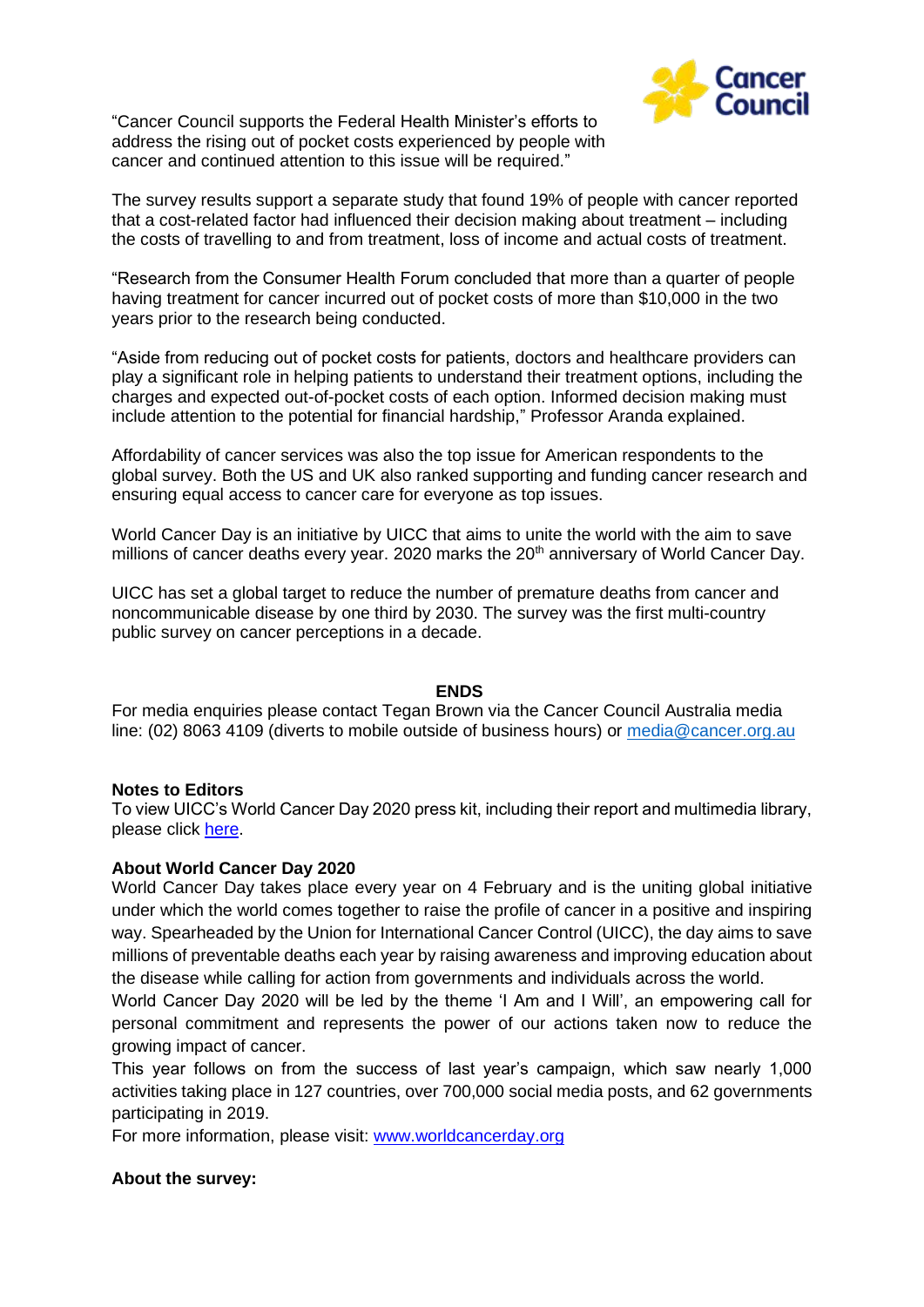"Cancer Council supports the Federal Health Minister's efforts to address the rising out of pocket costs experienced by people with cancer and continued attention to this issue will be required."

The survey results support a separate study that found 19% of people with cancer reported that a cost-related factor had influenced their decision making about treatment – including the costs of travelling to and from treatment, loss of income and actual costs of treatment.

"Research from the Consumer Health Forum concluded that more than a quarter of people having treatment for cancer incurred out of pocket costs of more than $10,000 in the two years prior to the research being conducted.

"Aside from reducing out of pocket costs for patients, doctors and healthcare providers can play a significant role in helping patients to understand their treatment options, including the charges and expected out-of-pocket costs of each option. Informed decision making must include attention to the potential for financial hardship," Professor Aranda explained.

Affordability of cancer services was also the top issue for American respondents to the global survey. Both the US and UK also ranked supporting and funding cancer research and ensuring equal access to cancer care for everyone as top issues.

World Cancer Day is an initiative by UICC that aims to unite the world with the aim to save millions of cancer deaths every year. 2020 marks the 20th anniversary of World Cancer Day.

UICC has set a global target to reduce the number of premature deaths from cancer and noncommunicable disease by one third by 2030. The survey was the first multi-country public survey on cancer perceptions in a decade.

**ENDS**

For media enquiries please contact Tegan Brown via the Cancer Council Australia media line: (02) 8063 4109 (diverts to mobile outside of business hours) or media@cancer.org.au

**Notes to Editors**

To view UICC's World Cancer Day 2020 press kit, including their report and multimedia library, please click here.

**About World Cancer Day 2020**

World Cancer Day takes place every year on 4 February and is the uniting global initiative under which the world comes together to raise the profile of cancer in a positive and inspiring way. Spearheaded by the Union for International Cancer Control (UICC), the day aims to save millions of preventable deaths each year by raising awareness and improving education about the disease while calling for action from governments and individuals across the world.

World Cancer Day 2020 will be led by the theme 'I Am and I Will', an empowering call for personal commitment and represents the power of our actions taken now to reduce the growing impact of cancer.

This year follows on from the success of last year's campaign, which saw nearly 1,000 activities taking place in 127 countries, over 700,000 social media posts, and 62 governments participating in 2019.

For more information, please visit: www.worldcancerday.org

**About the survey:**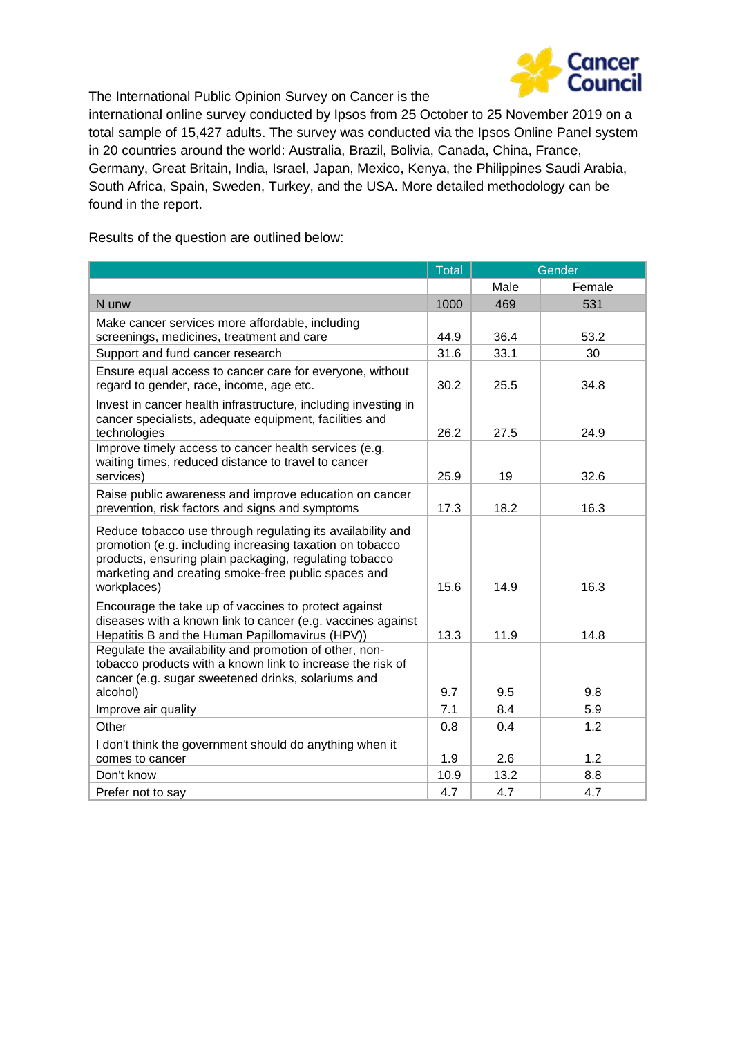The International Public Opinion Survey on Cancer is the international online survey conducted by Ipsos from 25 October to 25 November 2019 on a total sample of 15,427 adults. The survey was conducted via the Ipsos Online Panel system in 20 countries around the world: Australia, Brazil, Bolivia, Canada, China, France, Germany, Great Britain, India, Israel, Japan, Mexico, Kenya, the Philippines Saudi Arabia, South Africa, Spain, Sweden, Turkey, and the USA. More detailed methodology can be found in the report.

Results of the question are outlined below:

| | Total | Gender | |
|---|---|---|---|
| | | Male | Female |
| N unw | 1000 | 469 | 531 |
| Make cancer services more affordable, including screenings, medicines, treatment and care | 44.9 | 36.4 | 53.2 |
| Support and fund cancer research | 31.6 | 33.1 | 30 |
| Ensure equal access to cancer care for everyone, without regard to gender, race, income, age etc. | 30.2 | 25.5 | 34.8 |
| Invest in cancer health infrastructure, including investing in cancer specialists, adequate equipment, facilities and technologies | 26.2 | 27.5 | 24.9 |
| Improve timely access to cancer health services (e.g. waiting times, reduced distance to travel to cancer services) | 25.9 | 19 | 32.6 |
| Raise public awareness and improve education on cancer prevention, risk factors and signs and symptoms | 17.3 | 18.2 | 16.3 |
| Reduce tobacco use through regulating its availability and promotion (e.g. including increasing taxation on tobacco products, ensuring plain packaging, regulating tobacco marketing and creating smoke-free public spaces and workplaces) | 15.6 | 14.9 | 16.3 |
| Encourage the take up of vaccines to protect against diseases with a known link to cancer (e.g. vaccines against Hepatitis B and the Human Papillomavirus (HPV)) | 13.3 | 11.9 | 14.8 |
| Regulate the availability and promotion of other, non-tobacco products with a known link to increase the risk of cancer (e.g. sugar sweetened drinks, solariums and alcohol) | 9.7 | 9.5 | 9.8 |
| Improve air quality | 7.1 | 8.4 | 5.9 |
| Other | 0.8 | 0.4 | 1.2 |
| I don't think the government should do anything when it comes to cancer | 1.9 | 2.6 | 1.2 |
| Don't know | 10.9 | 13.2 | 8.8 |
| Prefer not to say | 4.7 | 4.7 | 4.7 |